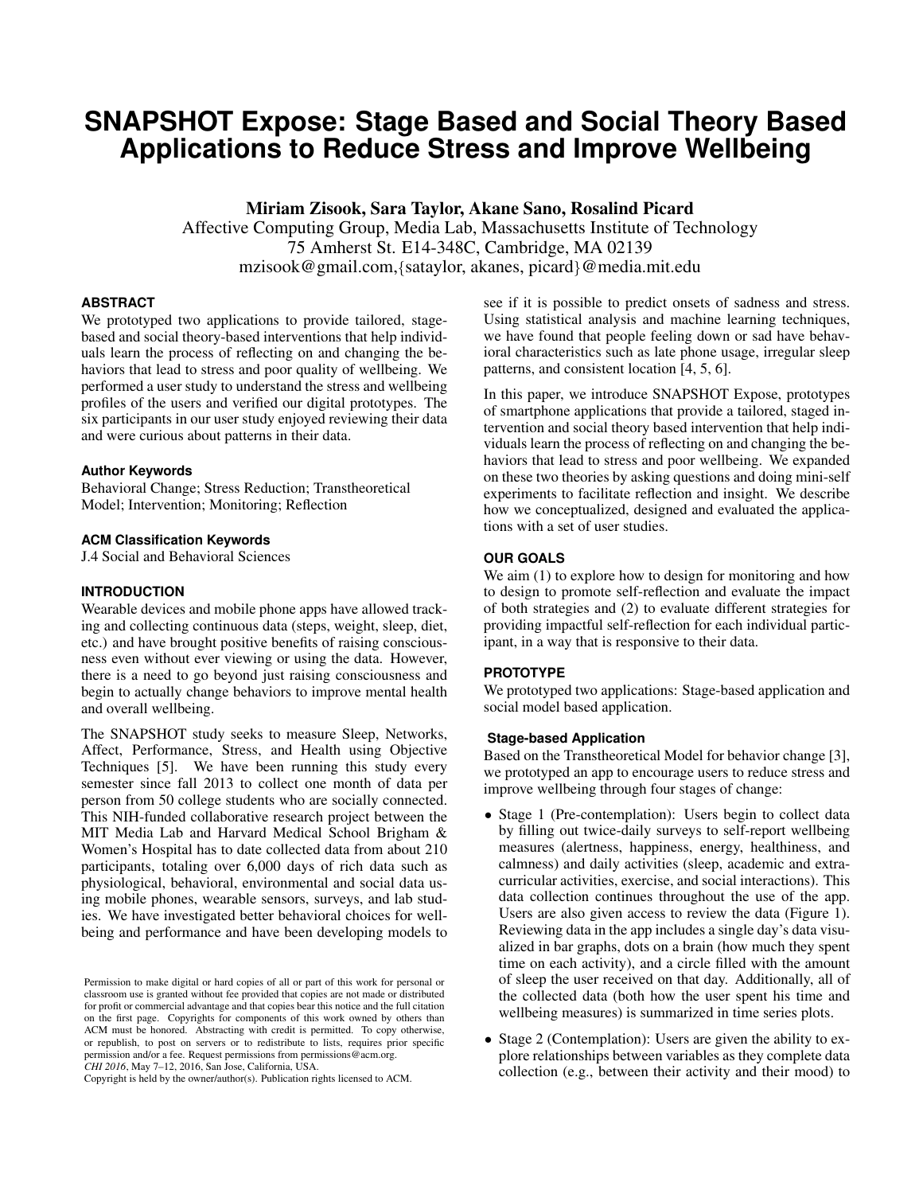// SNAPSHOT Expose page 1
# SNAPSHOT Expose: Stage Based and Social Theory Based Applications to Reduce Stress and Improve Wellbeing

**Miriam Zisook, Sara Taylor, Akane Sano, Rosalind Picard**
Affective Computing Group, Media Lab, Massachusetts Institute of Technology
75 Amherst St. E14-348C, Cambridge, MA 02139
mzisook@gmail.com,{sataylor, akanes, picard}@media.mit.edu

## ABSTRACT

We prototyped two applications to provide tailored, stage-based and social theory-based interventions that help individuals learn the process of reflecting on and changing the behaviors that lead to stress and poor quality of wellbeing. We performed a user study to understand the stress and wellbeing profiles of the users and verified our digital prototypes. The six participants in our user study enjoyed reviewing their data and were curious about patterns in their data.

### Author Keywords

Behavioral Change; Stress Reduction; Transtheoretical Model; Intervention; Monitoring; Reflection

### ACM Classification Keywords

J.4 Social and Behavioral Sciences

## INTRODUCTION

Wearable devices and mobile phone apps have allowed tracking and collecting continuous data (steps, weight, sleep, diet, etc.) and have brought positive benefits of raising consciousness even without ever viewing or using the data. However, there is a need to go beyond just raising consciousness and begin to actually change behaviors to improve mental health and overall wellbeing.

The SNAPSHOT study seeks to measure Sleep, Networks, Affect, Performance, Stress, and Health using Objective Techniques [5]. We have been running this study every semester since fall 2013 to collect one month of data per person from 50 college students who are socially connected. This NIH-funded collaborative research project between the MIT Media Lab and Harvard Medical School Brigham & Women's Hospital has to date collected data from about 210 participants, totaling over 6,000 days of rich data such as physiological, behavioral, environmental and social data using mobile phones, wearable sensors, surveys, and lab studies. We have investigated better behavioral choices for wellbeing and performance and have been developing models to see if it is possible to predict onsets of sadness and stress. Using statistical analysis and machine learning techniques, we have found that people feeling down or sad have behavioral characteristics such as late phone usage, irregular sleep patterns, and consistent location [4, 5, 6].

In this paper, we introduce SNAPSHOT Expose, prototypes of smartphone applications that provide a tailored, staged intervention and social theory based intervention that help individuals learn the process of reflecting on and changing the behaviors that lead to stress and poor wellbeing. We expanded on these two theories by asking questions and doing mini-self experiments to facilitate reflection and insight. We describe how we conceptualized, designed and evaluated the applications with a set of user studies.

Permission to make digital or hard copies of all or part of this work for personal or classroom use is granted without fee provided that copies are not made or distributed for profit or commercial advantage and that copies bear this notice and the full citation on the first page. Copyrights for components of this work owned by others than ACM must be honored. Abstracting with credit is permitted. To copy otherwise, or republish, to post on servers or to redistribute to lists, requires prior specific permission and/or a fee. Request permissions from permissions@acm.org.
*CHI 2016*, May 7–12, 2016, San Jose, California, USA.
Copyright is held by the owner/author(s). Publication rights licensed to ACM.

## OUR GOALS

We aim (1) to explore how to design for monitoring and how to design to promote self-reflection and evaluate the impact of both strategies and (2) to evaluate different strategies for providing impactful self-reflection for each individual participant, in a way that is responsive to their data.

## PROTOTYPE

We prototyped two applications: Stage-based application and social model based application.

### Stage-based Application

Based on the Transtheoretical Model for behavior change [3], we prototyped an app to encourage users to reduce stress and improve wellbeing through four stages of change:

- Stage 1 (Pre-contemplation): Users begin to collect data by filling out twice-daily surveys to self-report wellbeing measures (alertness, happiness, energy, healthiness, and calmness) and daily activities (sleep, academic and extra-curricular activities, exercise, and social interactions). This data collection continues throughout the use of the app. Users are also given access to review the data (Figure 1). Reviewing data in the app includes a single day's data visualized in bar graphs, dots on a brain (how much they spent time on each activity), and a circle filled with the amount of sleep the user received on that day. Additionally, all of the collected data (both how the user spent his time and wellbeing measures) is summarized in time series plots.
- Stage 2 (Contemplation): Users are given the ability to explore relationships between variables as they complete data collection (e.g., between their activity and their mood) to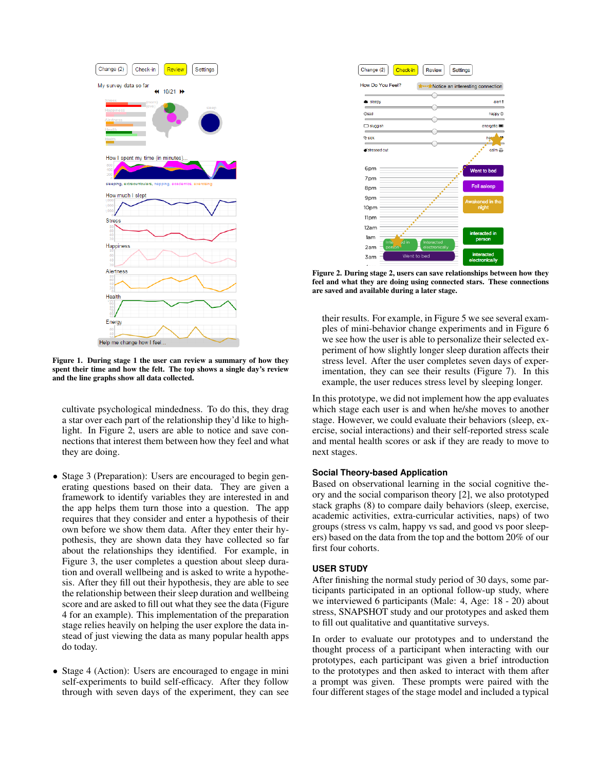Figure 1. During stage 1 the user can review a summary of how they spent their time and how the felt. The top shows a single day's review and the line graphs show all data collected.

cultivate psychological mindedness. To do this, they drag a star over each part of the relationship they'd like to highlight. In Figure 2, users are able to notice and save connections that interest them between how they feel and what they are doing.

- Stage 3 (Preparation): Users are encouraged to begin generating questions based on their data. They are given a framework to identify variables they are interested in and the app helps them turn those into a question. The app requires that they consider and enter a hypothesis of their own before we show them data. After they enter their hypothesis, they are shown data they have collected so far about the relationships they identified. For example, in Figure 3, the user completes a question about sleep duration and overall wellbeing and is asked to write a hypothesis. After they fill out their hypothesis, they are able to see the relationship between their sleep duration and wellbeing score and are asked to fill out what they see the data (Figure 4 for an example). This implementation of the preparation stage relies heavily on helping the user explore the data instead of just viewing the data as many popular health apps do today.

- Stage 4 (Action): Users are encouraged to engage in mini self-experiments to build self-efficacy. After they follow through with seven days of the experiment, they can see their results. For example, in Figure 5 we see several examples of mini-behavior change experiments and in Figure 6 we see how the user is able to personalize their selected experiment of how slightly longer sleep duration affects their stress level. After the user completes seven days of experimentation, they can see their results (Figure 7). In this example, the user reduces stress level by sleeping longer.

Figure 2. During stage 2, users can save relationships between how they feel and what they are doing using connected stars. These connections are saved and available during a later stage.

In this prototype, we did not implement how the app evaluates which stage each user is and when he/she moves to another stage. However, we could evaluate their behaviors (sleep, exercise, social interactions) and their self-reported stress scale and mental health scores or ask if they are ready to move to next stages.

### Social Theory-based Application

Based on observational learning in the social cognitive theory and the social comparison theory [2], we also prototyped stack graphs (8) to compare daily behaviors (sleep, exercise, academic activities, extra-curricular activities, naps) of two groups (stress vs calm, happy vs sad, and good vs poor sleepers) based on the data from the top and the bottom 20% of our first four cohorts.

## USER STUDY

After finishing the normal study period of 30 days, some participants participated in an optional follow-up study, where we interviewed 6 participants (Male: 4, Age: 18 - 20) about stress, SNAPSHOT study and our prototypes and asked them to fill out qualitative and quantitative surveys.

In order to evaluate our prototypes and to understand the thought process of a participant when interacting with our prototypes, each participant was given a brief introduction to the prototypes and then asked to interact with them after a prompt was given. These prompts were paired with the four different stages of the stage model and included a typical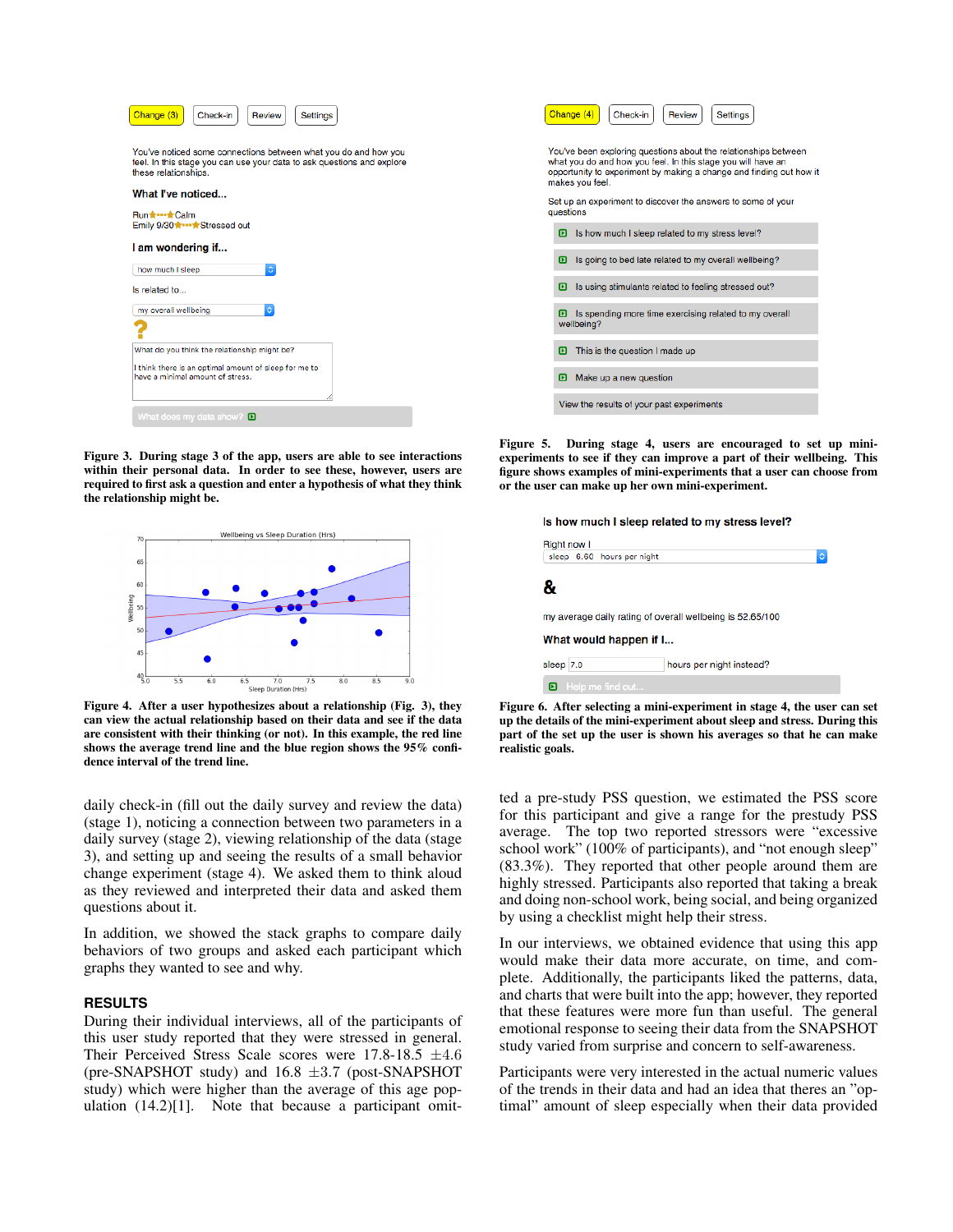Change (3) Check-in Review Settings

You've noticed some connections between what you do and how you feel. In this stage you can use your data to ask questions and explore these relationships.

What I've noticed...

Run ★----★ Calm
Emily 9/30 ★----★ Stressed out

I am wondering if...

how much I sleep

Is related to...

my overall wellbeing

?

What do you think the relationship might be?

I think there is an optimal amount of sleep for me to have a minimal amount of stress.

What does my data show?

Figure 3. During stage 3 of the app, users are able to see interactions within their personal data. In order to see these, however, users are required to first ask a question and enter a hypothesis of what they think the relationship might be.

Figure 4. After a user hypothesizes about a relationship (Fig. 3), they can view the actual relationship based on their data and see if the data are consistent with their thinking (or not). In this example, the red line shows the average trend line and the blue region shows the 95% confidence interval of the trend line.

daily check-in (fill out the daily survey and review the data) (stage 1), noticing a connection between two parameters in a daily survey (stage 2), viewing relationship of the data (stage 3), and setting up and seeing the results of a small behavior change experiment (stage 4). We asked them to think aloud as they reviewed and interpreted their data and asked them questions about it.

In addition, we showed the stack graphs to compare daily behaviors of two groups and asked each participant which graphs they wanted to see and why.

## RESULTS

During their individual interviews, all of the participants of this user study reported that they were stressed in general. Their Perceived Stress Scale scores were 17.8-18.5 $\pm$4.6 (pre-SNAPSHOT study) and 16.8 $\pm$3.7 (post-SNAPSHOT study) which were higher than the average of this age population (14.2)[1]. Note that because a participant omitted a pre-study PSS question, we estimated the PSS score for this participant and give a range for the prestudy PSS average. The top two reported stressors were "excessive school work" (100% of participants), and "not enough sleep" (83.3%). They reported that other people around them are highly stressed. Participants also reported that taking a break and doing non-school work, being social, and being organized by using a checklist might help their stress.

Change (4) Check-in Review Settings

You've been exploring questions about the relationships between what you do and how you feel. In this stage you will have an opportunity to experiment by making a change and finding out how it makes you feel.

Set up an experiment to discover the answers to some of your questions

- Is how much I sleep related to my stress level?
- Is going to bed late related to my overall wellbeing?
- Is using stimulants related to feeling stressed out?
- Is spending more time exercising related to my overall wellbeing?
- This is the question I made up
- Make up a new question
- View the results of your past experiments

Figure 5. During stage 4, users are encouraged to set up mini-experiments to see if they can improve a part of their wellbeing. This figure shows examples of mini-experiments that a user can choose from or the user can make up her own mini-experiment.

Is how much I sleep related to my stress level?

Right now I
sleep 6.60 hours per night

&

my average daily rating of overall wellbeing is 52.65/100

What would happen if I...

sleep 7.0 hours per night instead?

Help me find out...

Figure 6. After selecting a mini-experiment in stage 4, the user can set up the details of the mini-experiment about sleep and stress. During this part of the set up the user is shown his averages so that he can make realistic goals.

In our interviews, we obtained evidence that using this app would make their data more accurate, on time, and complete. Additionally, the participants liked the patterns, data, and charts that were built into the app; however, they reported that these features were more fun than useful. The general emotional response to seeing their data from the SNAPSHOT study varied from surprise and concern to self-awareness.

Participants were very interested in the actual numeric values of the trends in their data and had an idea that theres an "optimal" amount of sleep especially when their data provided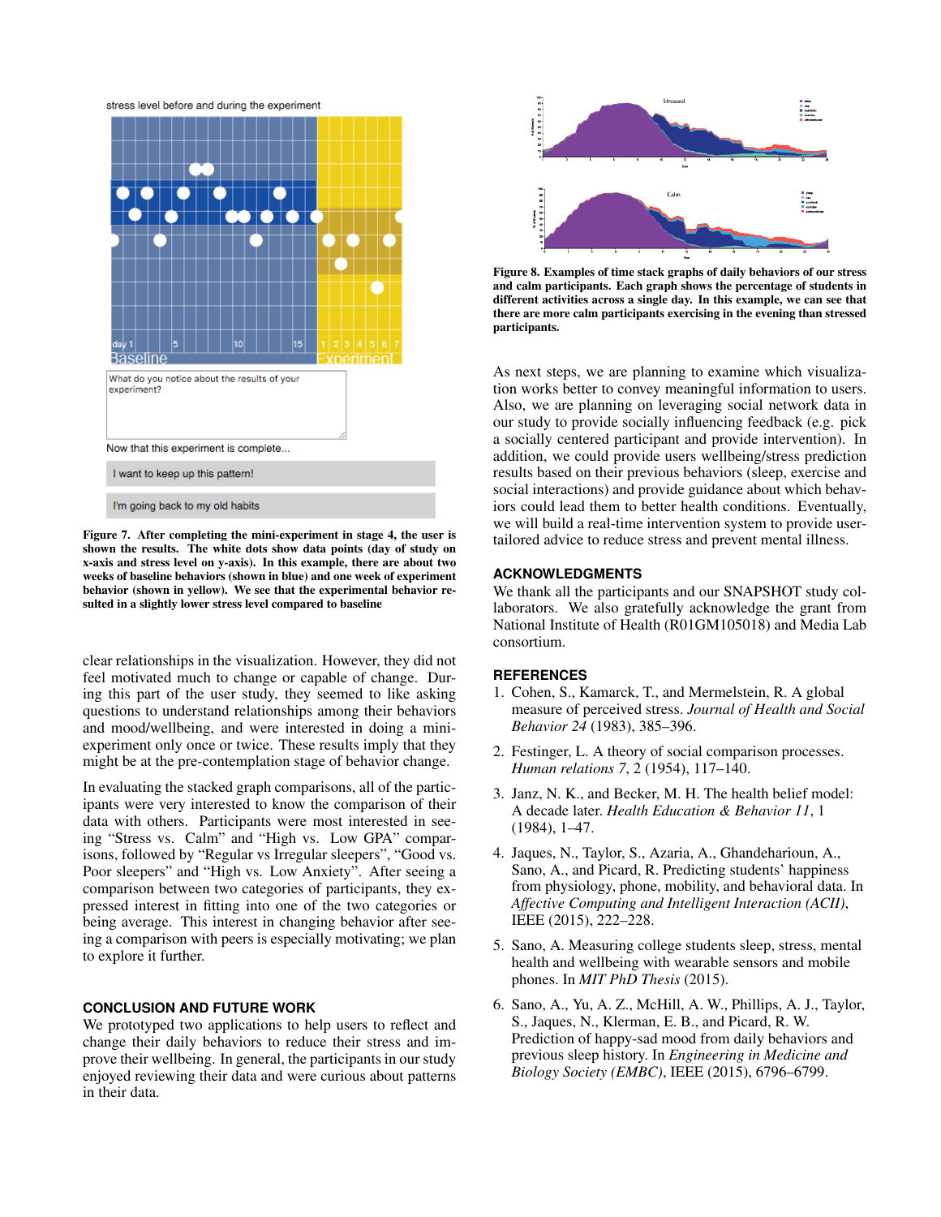stress level before and during the experiment

day 1
5
10
15
1 2 3 4 5 6 7
Baseline
Experiment

What do you notice about the results of your experiment?

Now that this experiment is complete...

I want to keep up this pattern!

I'm going back to my old habits

**Figure 7. After completing the mini-experiment in stage 4, the user is shown the results. The white dots show data points (day of study on x-axis and stress level on y-axis). In this example, there are about two weeks of baseline behaviors (shown in blue) and one week of experiment behavior (shown in yellow). We see that the experimental behavior resulted in a slightly lower stress level compared to baseline**

clear relationships in the visualization. However, they did not feel motivated much to change or capable of change. During this part of the user study, they seemed to like asking questions to understand relationships among their behaviors and mood/wellbeing, and were interested in doing a mini-experiment only once or twice. These results imply that they might be at the pre-contemplation stage of behavior change.

In evaluating the stacked graph comparisons, all of the participants were very interested to know the comparison of their data with others. Participants were most interested in seeing "Stress vs. Calm" and "High vs. Low GPA" comparisons, followed by "Regular vs Irregular sleepers", "Good vs. Poor sleepers" and "High vs. Low Anxiety". After seeing a comparison between two categories of participants, they expressed interest in fitting into one of the two categories or being average. This interest in changing behavior after seeing a comparison with peers is especially motivating; we plan to explore it further.

## CONCLUSION AND FUTURE WORK

We prototyped two applications to help users to reflect and change their daily behaviors to reduce their stress and improve their wellbeing. In general, the participants in our study enjoyed reviewing their data and were curious about patterns in their data.

Stressed

Calm

**Figure 8. Examples of time stack graphs of daily behaviors of our stress and calm participants. Each graph shows the percentage of students in different activities across a single day. In this example, we can see that there are more calm participants exercising in the evening than stressed participants.**

As next steps, we are planning to examine which visualization works better to convey meaningful information to users. Also, we are planning on leveraging social network data in our study to provide socially influencing feedback (e.g. pick a socially centered participant and provide intervention). In addition, we could provide users wellbeing/stress prediction results based on their previous behaviors (sleep, exercise and social interactions) and provide guidance about which behaviors could lead them to better health conditions. Eventually, we will build a real-time intervention system to provide user-tailored advice to reduce stress and prevent mental illness.

## ACKNOWLEDGMENTS

We thank all the participants and our SNAPSHOT study collaborators. We also gratefully acknowledge the grant from National Institute of Health (R01GM105018) and Media Lab consortium.

## REFERENCES

1. Cohen, S., Kamarck, T., and Mermelstein, R. A global measure of perceived stress. *Journal of Health and Social Behavior 24* (1983), 385–396.
2. Festinger, L. A theory of social comparison processes. *Human relations 7*, 2 (1954), 117–140.
3. Janz, N. K., and Becker, M. H. The health belief model: A decade later. *Health Education & Behavior 11*, 1 (1984), 1–47.
4. Jaques, N., Taylor, S., Azaria, A., Ghandeharioun, A., Sano, A., and Picard, R. Predicting students' happiness from physiology, phone, mobility, and behavioral data. In *Affective Computing and Intelligent Interaction (ACII)*, IEEE (2015), 222–228.
5. Sano, A. Measuring college students sleep, stress, mental health and wellbeing with wearable sensors and mobile phones. In *MIT PhD Thesis* (2015).
6. Sano, A., Yu, A. Z., McHill, A. W., Phillips, A. J., Taylor, S., Jaques, N., Klerman, E. B., and Picard, R. W. Prediction of happy-sad mood from daily behaviors and previous sleep history. In *Engineering in Medicine and Biology Society (EMBC)*, IEEE (2015), 6796–6799.